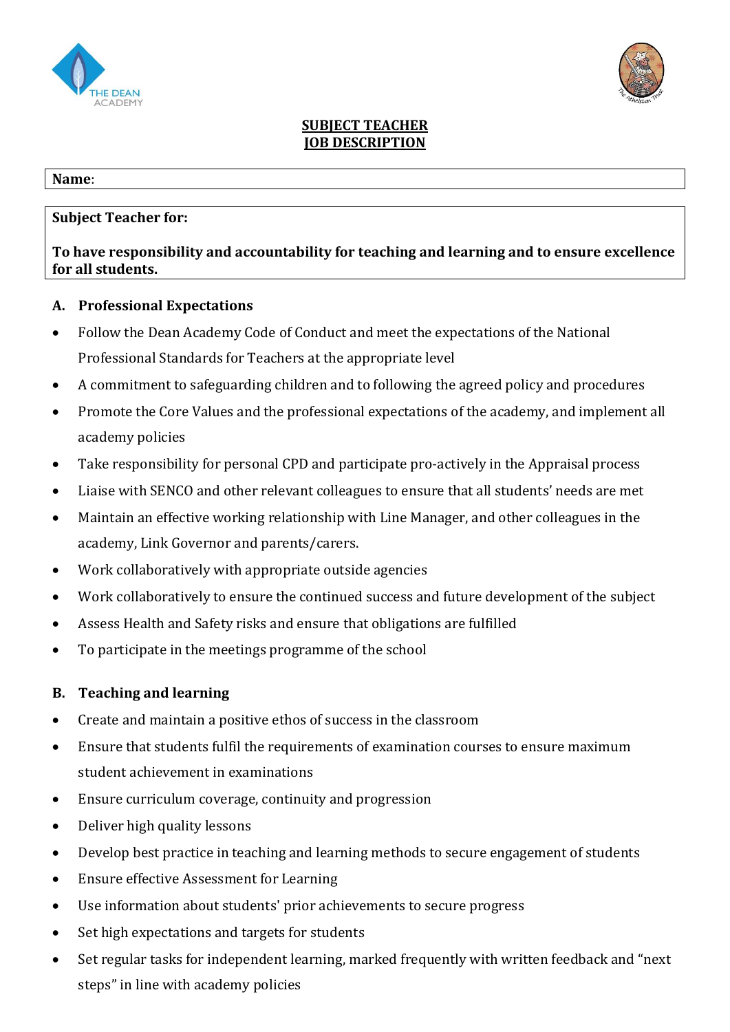# SUBJECT TEACHER
# JOB DESCRIPTION

**Name**:

**Subject Teacher for:**

**To have responsibility and accountability for teaching and learning and to ensure excellence for all students.**

## A. Professional Expectations

- Follow the Dean Academy Code of Conduct and meet the expectations of the National Professional Standards for Teachers at the appropriate level
- A commitment to safeguarding children and to following the agreed policy and procedures
- Promote the Core Values and the professional expectations of the academy, and implement all academy policies
- Take responsibility for personal CPD and participate pro-actively in the Appraisal process
- Liaise with SENCO and other relevant colleagues to ensure that all students' needs are met
- Maintain an effective working relationship with Line Manager, and other colleagues in the academy, Link Governor and parents/carers.
- Work collaboratively with appropriate outside agencies
- Work collaboratively to ensure the continued success and future development of the subject
- Assess Health and Safety risks and ensure that obligations are fulfilled
- To participate in the meetings programme of the school

## B. Teaching and learning

- Create and maintain a positive ethos of success in the classroom
- Ensure that students fulfil the requirements of examination courses to ensure maximum student achievement in examinations
- Ensure curriculum coverage, continuity and progression
- Deliver high quality lessons
- Develop best practice in teaching and learning methods to secure engagement of students
- Ensure effective Assessment for Learning
- Use information about students' prior achievements to secure progress
- Set high expectations and targets for students
- Set regular tasks for independent learning, marked frequently with written feedback and "next steps" in line with academy policies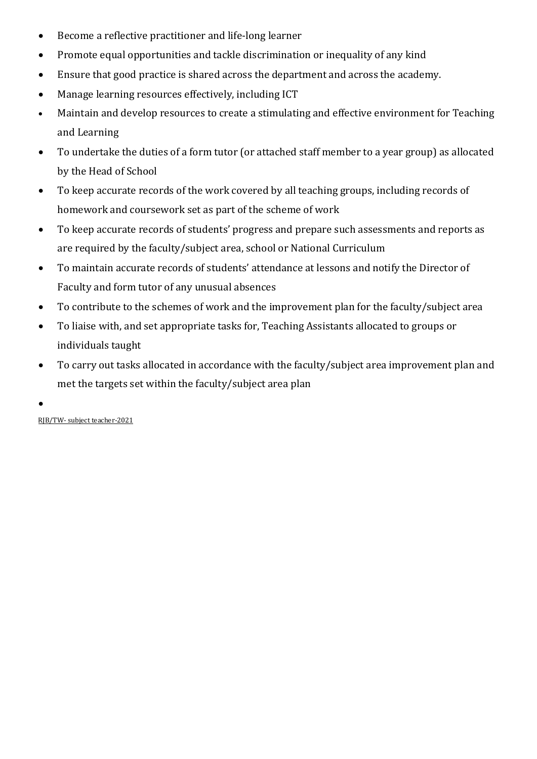- Become a reflective practitioner and life-long learner
- Promote equal opportunities and tackle discrimination or inequality of any kind
- Ensure that good practice is shared across the department and across the academy.
- Manage learning resources effectively, including ICT
- Maintain and develop resources to create a stimulating and effective environment for Teaching and Learning
- To undertake the duties of a form tutor (or attached staff member to a year group) as allocated by the Head of School
- To keep accurate records of the work covered by all teaching groups, including records of homework and coursework set as part of the scheme of work
- To keep accurate records of students' progress and prepare such assessments and reports as are required by the faculty/subject area, school or National Curriculum
- To maintain accurate records of students' attendance at lessons and notify the Director of Faculty and form tutor of any unusual absences
- To contribute to the schemes of work and the improvement plan for the faculty/subject area
- To liaise with, and set appropriate tasks for, Teaching Assistants allocated to groups or individuals taught
- To carry out tasks allocated in accordance with the faculty/subject area improvement plan and met the targets set within the faculty/subject area plan
- 

RJB/TW- subject teacher-2021